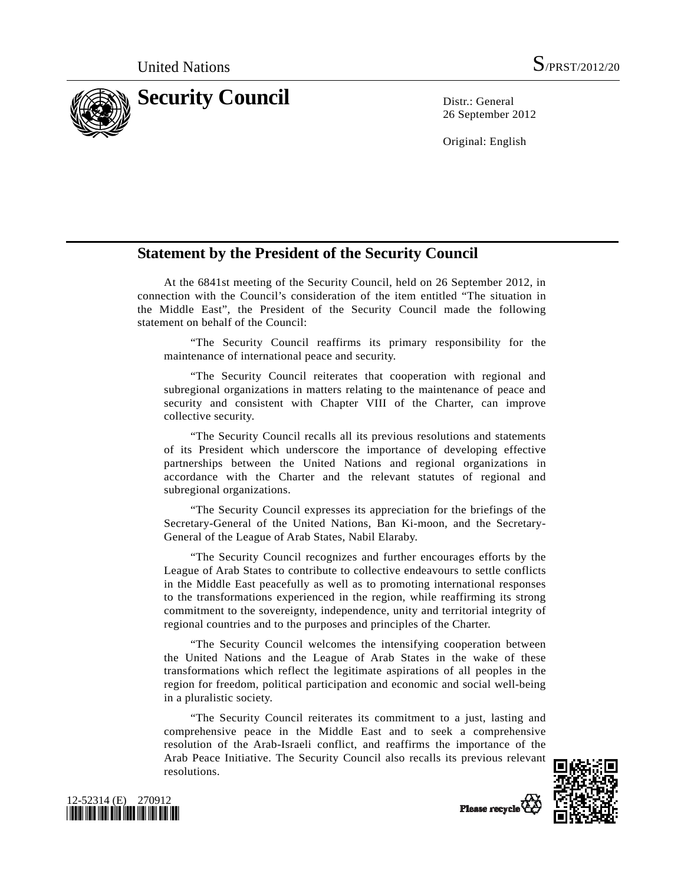United Nations S/PRST/2012/20

# Security Council

Distr.: General
26 September 2012

Original: English

## Statement by the President of the Security Council

At the 6841st meeting of the Security Council, held on 26 September 2012, in connection with the Council's consideration of the item entitled "The situation in the Middle East", the President of the Security Council made the following statement on behalf of the Council:

"The Security Council reaffirms its primary responsibility for the maintenance of international peace and security.

"The Security Council reiterates that cooperation with regional and subregional organizations in matters relating to the maintenance of peace and security and consistent with Chapter VIII of the Charter, can improve collective security.

"The Security Council recalls all its previous resolutions and statements of its President which underscore the importance of developing effective partnerships between the United Nations and regional organizations in accordance with the Charter and the relevant statutes of regional and subregional organizations.

"The Security Council expresses its appreciation for the briefings of the Secretary-General of the United Nations, Ban Ki-moon, and the Secretary-General of the League of Arab States, Nabil Elaraby.

"The Security Council recognizes and further encourages efforts by the League of Arab States to contribute to collective endeavours to settle conflicts in the Middle East peacefully as well as to promoting international responses to the transformations experienced in the region, while reaffirming its strong commitment to the sovereignty, independence, unity and territorial integrity of regional countries and to the purposes and principles of the Charter.

"The Security Council welcomes the intensifying cooperation between the United Nations and the League of Arab States in the wake of these transformations which reflect the legitimate aspirations of all peoples in the region for freedom, political participation and economic and social well-being in a pluralistic society.

"The Security Council reiterates its commitment to a just, lasting and comprehensive peace in the Middle East and to seek a comprehensive resolution of the Arab-Israeli conflict, and reaffirms the importance of the Arab Peace Initiative. The Security Council also recalls its previous relevant resolutions.

12-52314 (E) 270912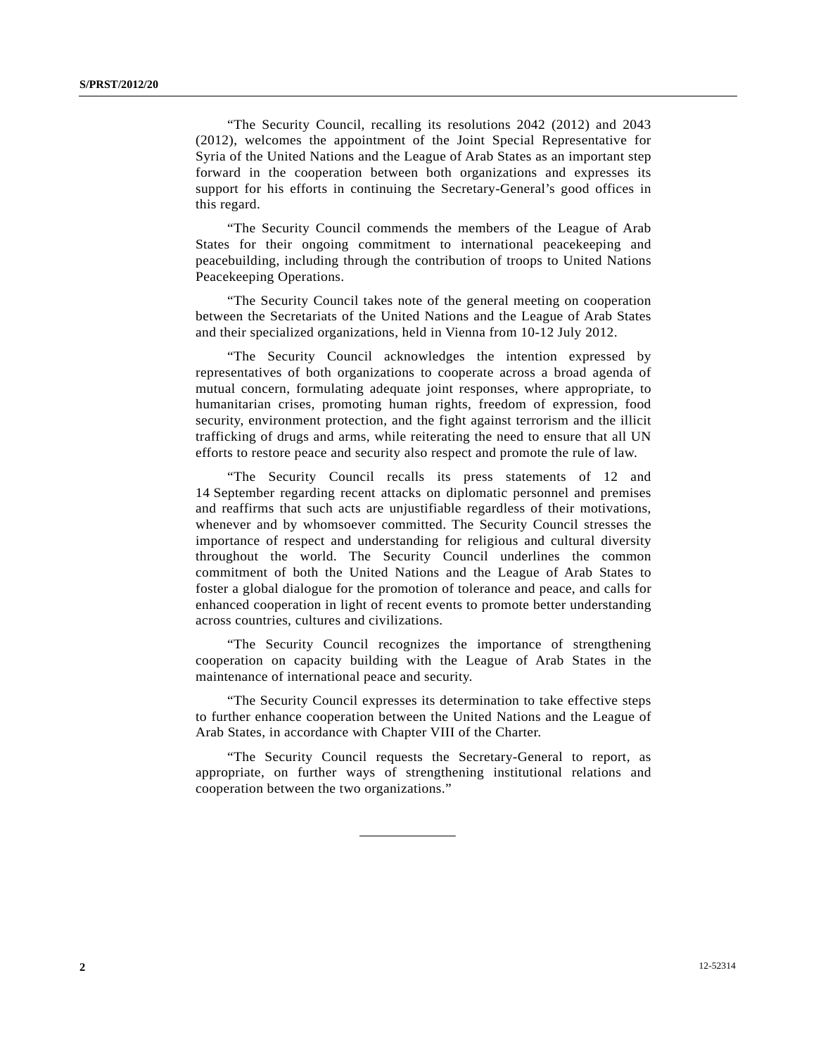"The Security Council, recalling its resolutions 2042 (2012) and 2043 (2012), welcomes the appointment of the Joint Special Representative for Syria of the United Nations and the League of Arab States as an important step forward in the cooperation between both organizations and expresses its support for his efforts in continuing the Secretary-General's good offices in this regard.

"The Security Council commends the members of the League of Arab States for their ongoing commitment to international peacekeeping and peacebuilding, including through the contribution of troops to United Nations Peacekeeping Operations.

"The Security Council takes note of the general meeting on cooperation between the Secretariats of the United Nations and the League of Arab States and their specialized organizations, held in Vienna from 10-12 July 2012.

"The Security Council acknowledges the intention expressed by representatives of both organizations to cooperate across a broad agenda of mutual concern, formulating adequate joint responses, where appropriate, to humanitarian crises, promoting human rights, freedom of expression, food security, environment protection, and the fight against terrorism and the illicit trafficking of drugs and arms, while reiterating the need to ensure that all UN efforts to restore peace and security also respect and promote the rule of law.

"The Security Council recalls its press statements of 12 and 14 September regarding recent attacks on diplomatic personnel and premises and reaffirms that such acts are unjustifiable regardless of their motivations, whenever and by whomsoever committed. The Security Council stresses the importance of respect and understanding for religious and cultural diversity throughout the world. The Security Council underlines the common commitment of both the United Nations and the League of Arab States to foster a global dialogue for the promotion of tolerance and peace, and calls for enhanced cooperation in light of recent events to promote better understanding across countries, cultures and civilizations.

"The Security Council recognizes the importance of strengthening cooperation on capacity building with the League of Arab States in the maintenance of international peace and security.

"The Security Council expresses its determination to take effective steps to further enhance cooperation between the United Nations and the League of Arab States, in accordance with Chapter VIII of the Charter.

"The Security Council requests the Secretary-General to report, as appropriate, on further ways of strengthening institutional relations and cooperation between the two organizations."